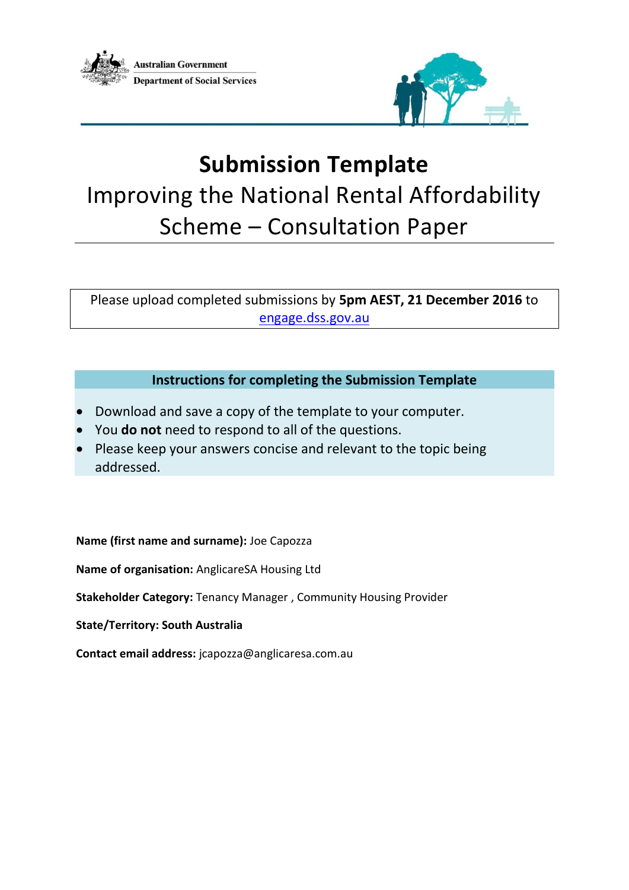Australian Government
Department of Social Services

# Submission Template

## Improving the National Rental Affordability Scheme – Consultation Paper

Please upload completed submissions by **5pm AEST, 21 December 2016** to [engage.dss.gov.au](engage.dss.gov.au)

**Instructions for completing the Submission Template**

- Download and save a copy of the template to your computer.
- You **do not** need to respond to all of the questions.
- Please keep your answers concise and relevant to the topic being addressed.

**Name (first name and surname):** Joe Capozza

**Name of organisation:** AnglicareSA Housing Ltd

**Stakeholder Category:** Tenancy Manager , Community Housing Provider

**State/Territory: South Australia**

**Contact email address:** jcapozza@anglicaresa.com.au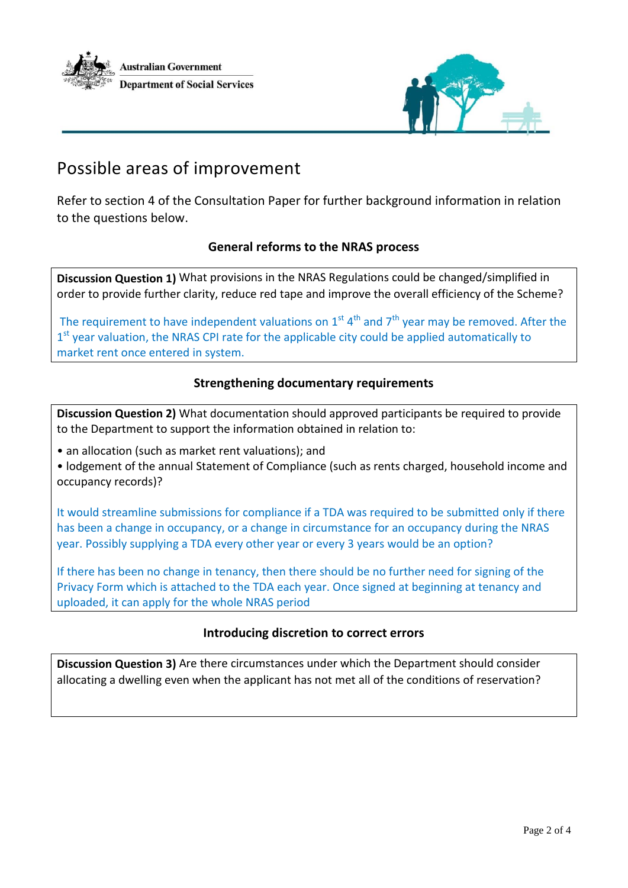Australian Government
Department of Social Services

# Possible areas of improvement

Refer to section 4 of the Consultation Paper for further background information in relation to the questions below.

### General reforms to the NRAS process

**Discussion Question 1)** What provisions in the NRAS Regulations could be changed/simplified in order to provide further clarity, reduce red tape and improve the overall efficiency of the Scheme?

The requirement to have independent valuations on 1st 4th and 7th year may be removed. After the 1st year valuation, the NRAS CPI rate for the applicable city could be applied automatically to market rent once entered in system.

### Strengthening documentary requirements

**Discussion Question 2)** What documentation should approved participants be required to provide to the Department to support the information obtained in relation to:

- an allocation (such as market rent valuations); and
- lodgement of the annual Statement of Compliance (such as rents charged, household income and occupancy records)?

It would streamline submissions for compliance if a TDA was required to be submitted only if there has been a change in occupancy, or a change in circumstance for an occupancy during the NRAS year. Possibly supplying a TDA every other year or every 3 years would be an option?

If there has been no change in tenancy, then there should be no further need for signing of the Privacy Form which is attached to the TDA each year. Once signed at beginning at tenancy and uploaded, it can apply for the whole NRAS period

### Introducing discretion to correct errors

**Discussion Question 3)** Are there circumstances under which the Department should consider allocating a dwelling even when the applicant has not met all of the conditions of reservation?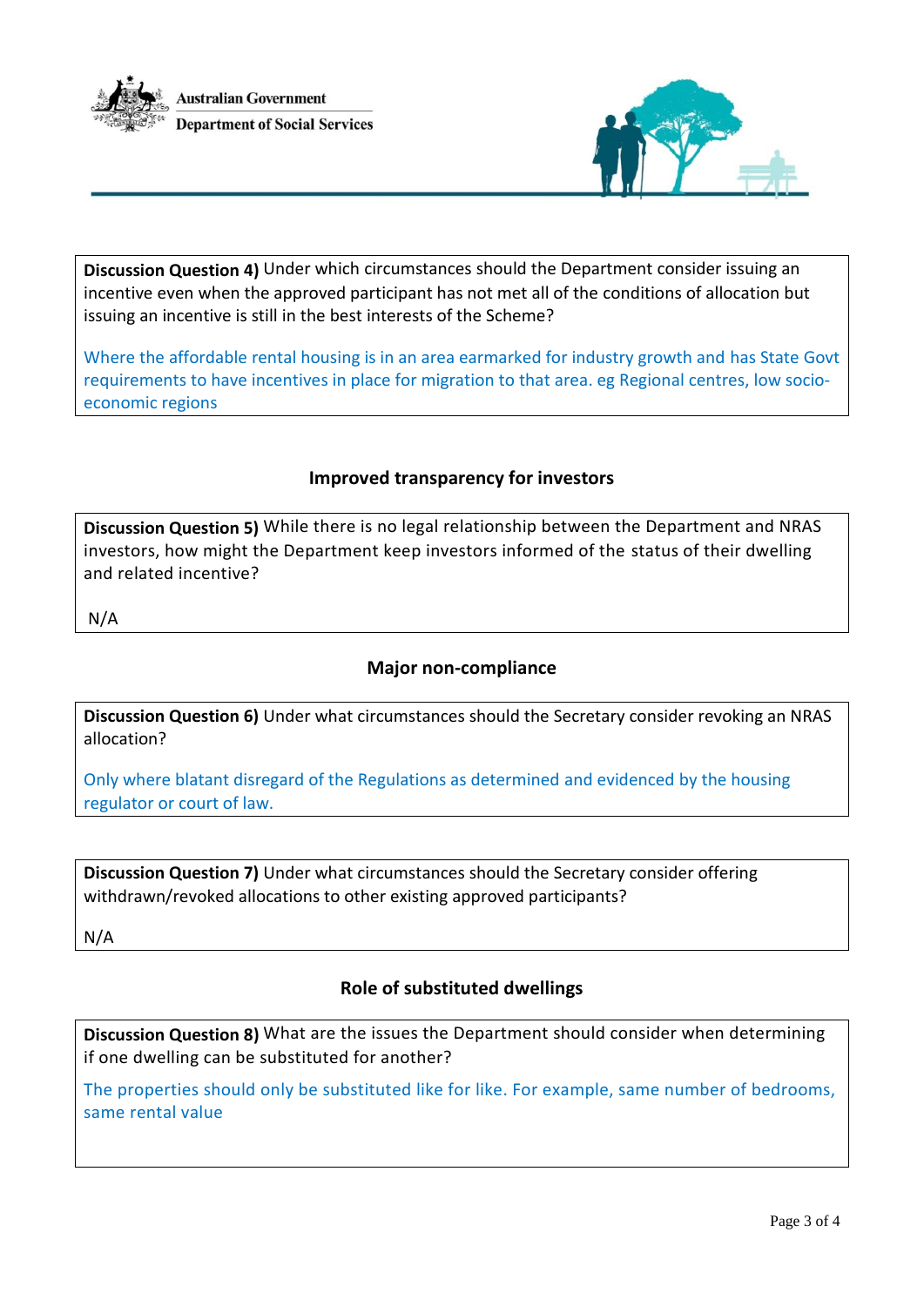**Discussion Question 4)** Under which circumstances should the Department consider issuing an incentive even when the approved participant has not met all of the conditions of allocation but issuing an incentive is still in the best interests of the Scheme?

Where the affordable rental housing is in an area earmarked for industry growth and has State Govt requirements to have incentives in place for migration to that area. eg Regional centres, low socio-economic regions

## Improved transparency for investors

**Discussion Question 5)** While there is no legal relationship between the Department and NRAS investors, how might the Department keep investors informed of the status of their dwelling and related incentive?

N/A

## Major non-compliance

**Discussion Question 6)** Under what circumstances should the Secretary consider revoking an NRAS allocation?

Only where blatant disregard of the Regulations as determined and evidenced by the housing regulator or court of law.

**Discussion Question 7)** Under what circumstances should the Secretary consider offering withdrawn/revoked allocations to other existing approved participants?

N/A

## Role of substituted dwellings

**Discussion Question 8)** What are the issues the Department should consider when determining if one dwelling can be substituted for another?

The properties should only be substituted like for like. For example, same number of bedrooms, same rental value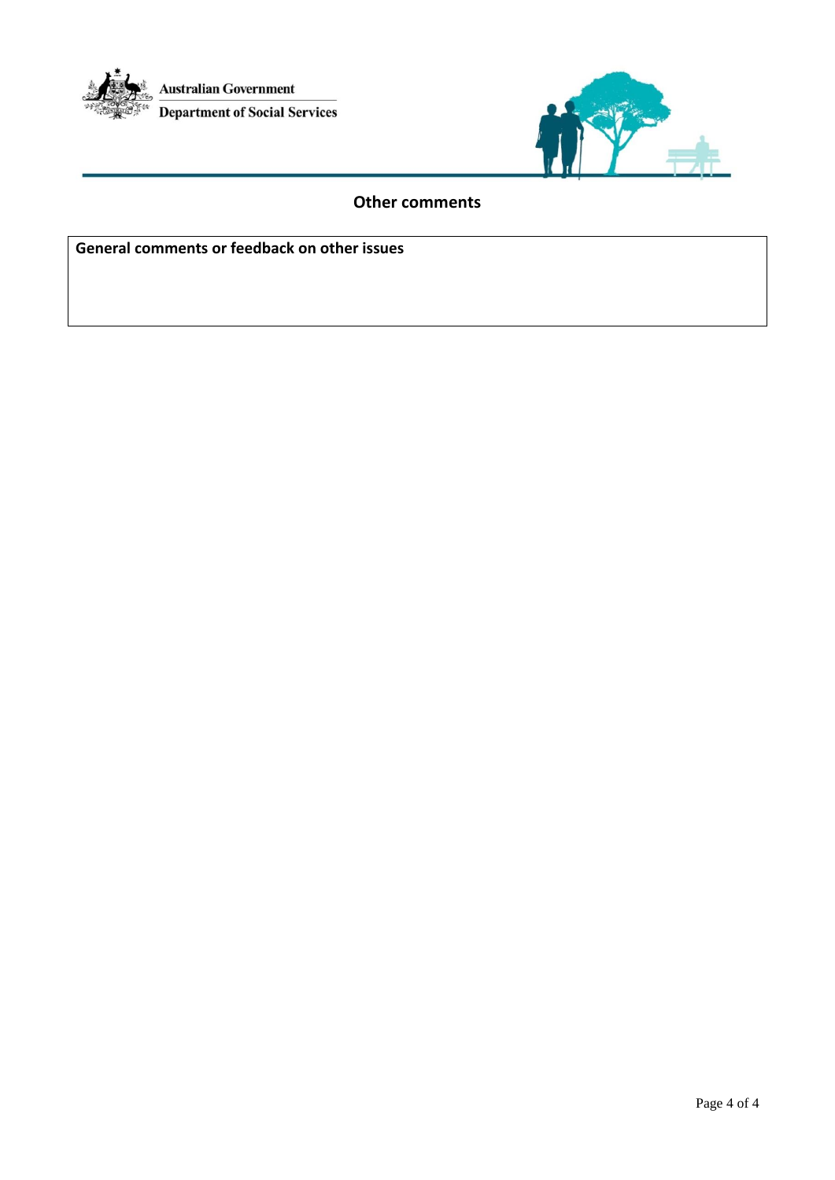Australian Government

Department of Social Services

## Other comments

| General comments or feedback on other issues |
| --- |
| |